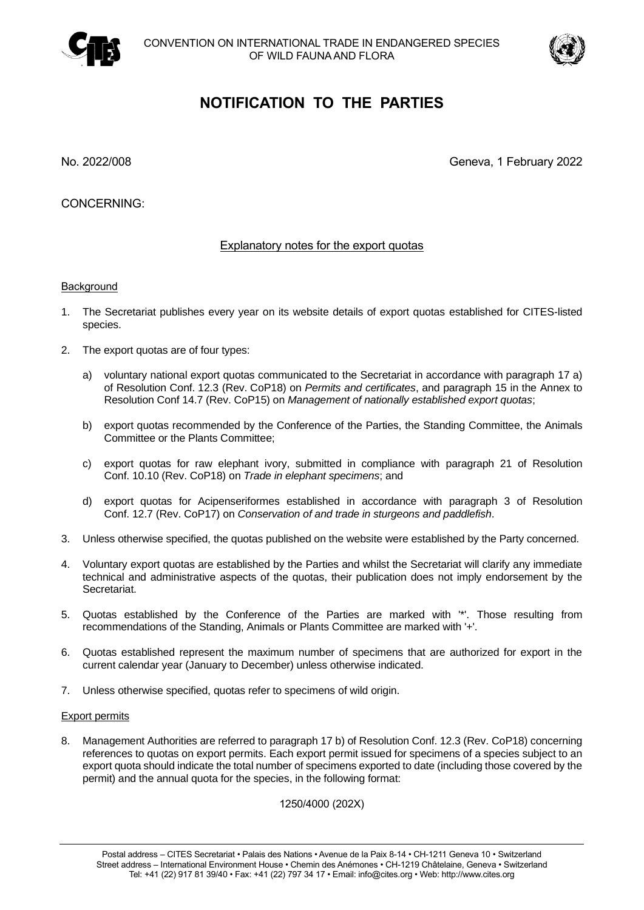CONVENTION ON INTERNATIONAL TRADE IN ENDANGERED SPECIES OF WILD FAUNA AND FLORA

# NOTIFICATION TO THE PARTIES

No. 2022/008 Geneva, 1 February 2022

CONCERNING:

## Explanatory notes for the export quotas

### Background

1. The Secretariat publishes every year on its website details of export quotas established for CITES-listed species.

2. The export quotas are of four types:

   a) voluntary national export quotas communicated to the Secretariat in accordance with paragraph 17 a) of Resolution Conf. 12.3 (Rev. CoP18) on *Permits and certificates*, and paragraph 15 in the Annex to Resolution Conf 14.7 (Rev. CoP15) on *Management of nationally established export quotas*;

   b) export quotas recommended by the Conference of the Parties, the Standing Committee, the Animals Committee or the Plants Committee;

   c) export quotas for raw elephant ivory, submitted in compliance with paragraph 21 of Resolution Conf. 10.10 (Rev. CoP18) on *Trade in elephant specimens*; and

   d) export quotas for Acipenseriformes established in accordance with paragraph 3 of Resolution Conf. 12.7 (Rev. CoP17) on *Conservation of and trade in sturgeons and paddlefish*.

3. Unless otherwise specified, the quotas published on the website were established by the Party concerned.

4. Voluntary export quotas are established by the Parties and whilst the Secretariat will clarify any immediate technical and administrative aspects of the quotas, their publication does not imply endorsement by the Secretariat.

5. Quotas established by the Conference of the Parties are marked with '*'. Those resulting from recommendations of the Standing, Animals or Plants Committee are marked with '+'.

6. Quotas established represent the maximum number of specimens that are authorized for export in the current calendar year (January to December) unless otherwise indicated.

7. Unless otherwise specified, quotas refer to specimens of wild origin.

### Export permits

8. Management Authorities are referred to paragraph 17 b) of Resolution Conf. 12.3 (Rev. CoP18) concerning references to quotas on export permits. Each export permit issued for specimens of a species subject to an export quota should indicate the total number of specimens exported to date (including those covered by the permit) and the annual quota for the species, in the following format:

   1250/4000 (202X)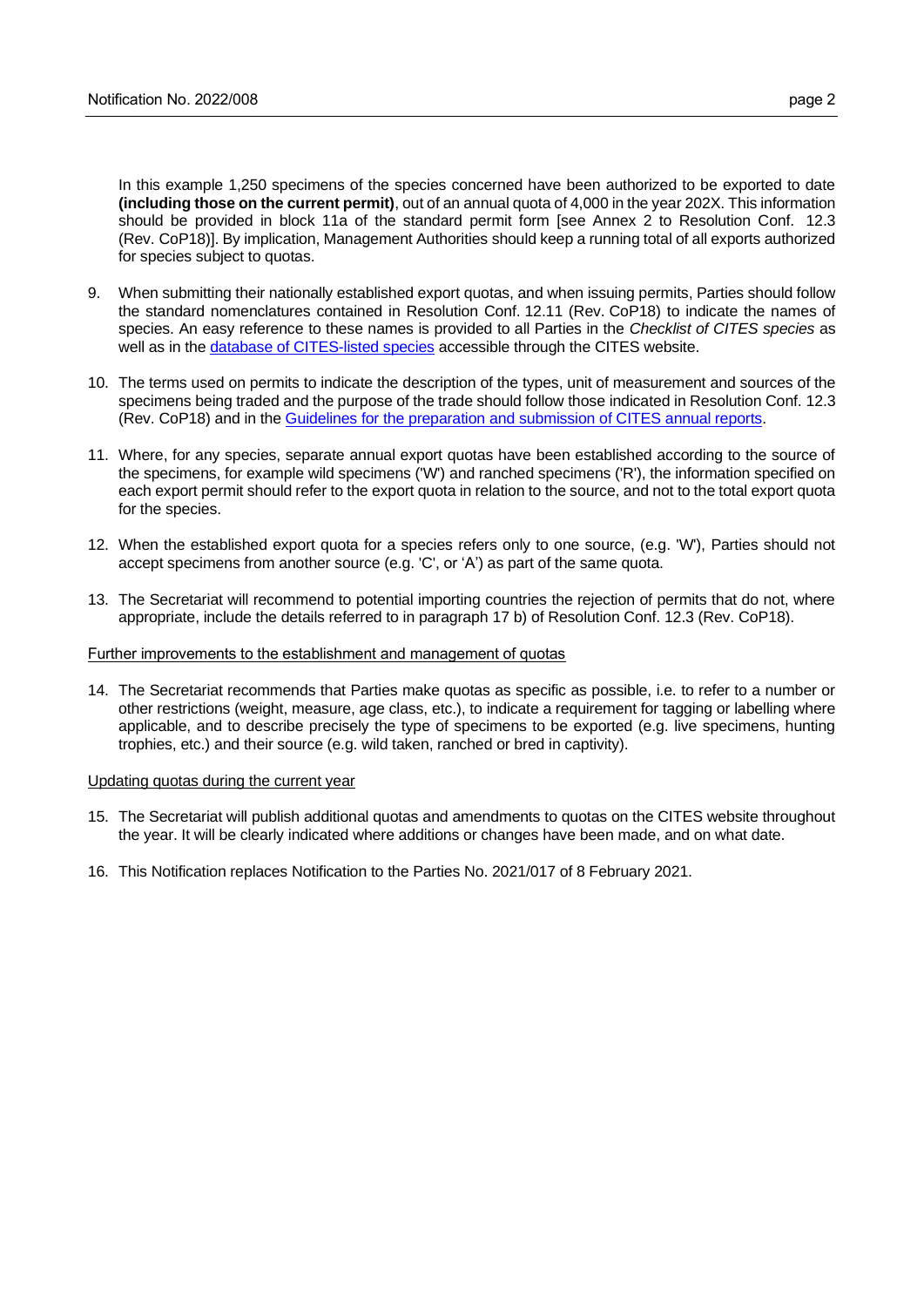In this example 1,250 specimens of the species concerned have been authorized to be exported to date **(including those on the current permit)**, out of an annual quota of 4,000 in the year 202X. This information should be provided in block 11a of the standard permit form [see Annex 2 to Resolution Conf. 12.3 (Rev. CoP18)]. By implication, Management Authorities should keep a running total of all exports authorized for species subject to quotas.

9. When submitting their nationally established export quotas, and when issuing permits, Parties should follow the standard nomenclatures contained in Resolution Conf. 12.11 (Rev. CoP18) to indicate the names of species. An easy reference to these names is provided to all Parties in the *Checklist of CITES species* as well as in the database of CITES-listed species accessible through the CITES website.

10. The terms used on permits to indicate the description of the types, unit of measurement and sources of the specimens being traded and the purpose of the trade should follow those indicated in Resolution Conf. 12.3 (Rev. CoP18) and in the Guidelines for the preparation and submission of CITES annual reports.

11. Where, for any species, separate annual export quotas have been established according to the source of the specimens, for example wild specimens ('W') and ranched specimens ('R'), the information specified on each export permit should refer to the export quota in relation to the source, and not to the total export quota for the species.

12. When the established export quota for a species refers only to one source, (e.g. 'W'), Parties should not accept specimens from another source (e.g. 'C', or 'A') as part of the same quota.

13. The Secretariat will recommend to potential importing countries the rejection of permits that do not, where appropriate, include the details referred to in paragraph 17 b) of Resolution Conf. 12.3 (Rev. CoP18).

Further improvements to the establishment and management of quotas

14. The Secretariat recommends that Parties make quotas as specific as possible, i.e. to refer to a number or other restrictions (weight, measure, age class, etc.), to indicate a requirement for tagging or labelling where applicable, and to describe precisely the type of specimens to be exported (e.g. live specimens, hunting trophies, etc.) and their source (e.g. wild taken, ranched or bred in captivity).

Updating quotas during the current year

15. The Secretariat will publish additional quotas and amendments to quotas on the CITES website throughout the year. It will be clearly indicated where additions or changes have been made, and on what date.

16. This Notification replaces Notification to the Parties No. 2021/017 of 8 February 2021.